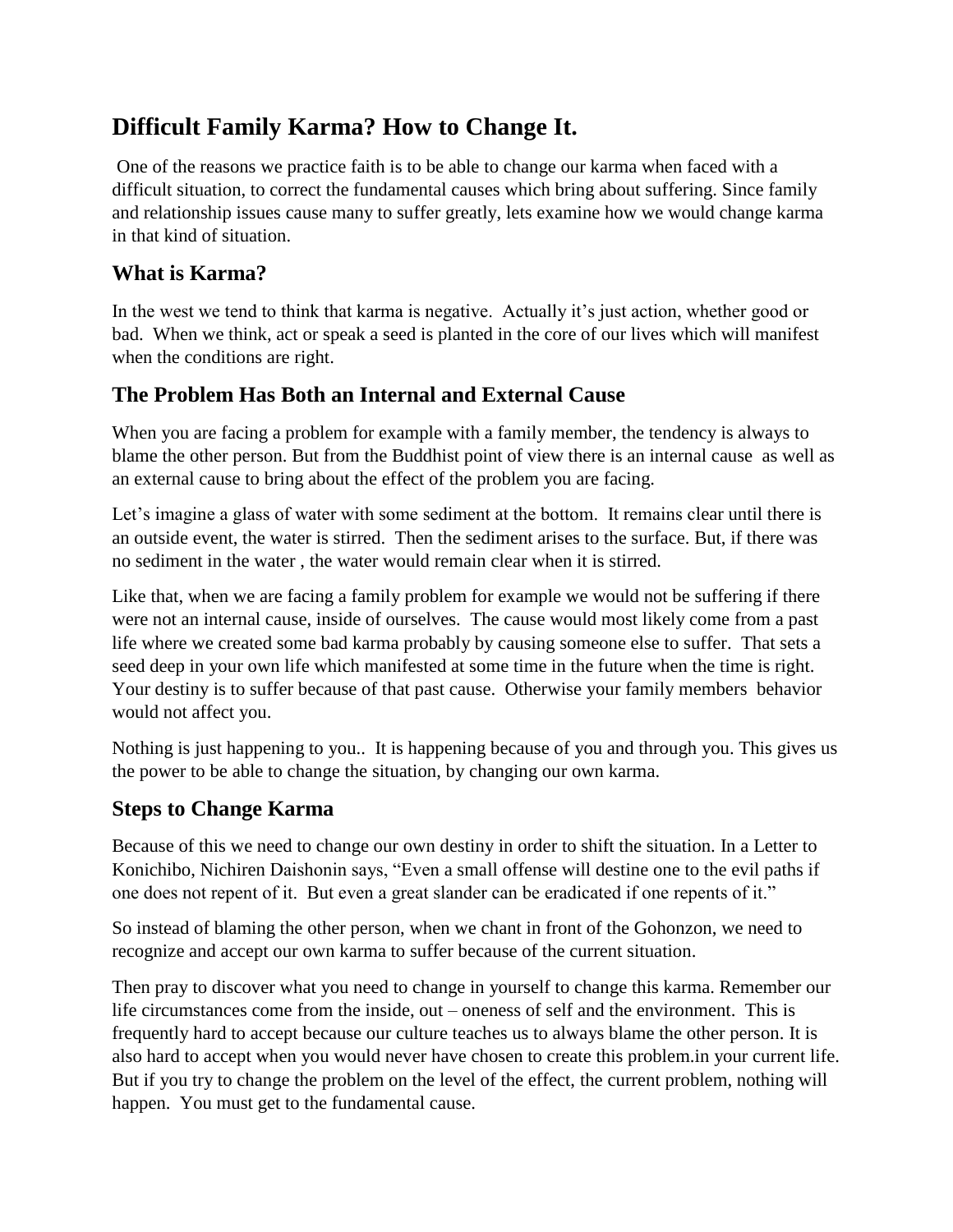# Difficult Family Karma? How to Change It.

One of the reasons we practice faith is to be able to change our karma when faced with a difficult situation, to correct the fundamental causes which bring about suffering. Since family and relationship issues cause many to suffer greatly, lets examine how we would change karma in that kind of situation.

## What is Karma?

In the west we tend to think that karma is negative. Actually it's just action, whether good or bad. When we think, act or speak a seed is planted in the core of our lives which will manifest when the conditions are right.

## The Problem Has Both an Internal and External Cause

When you are facing a problem for example with a family member, the tendency is always to blame the other person. But from the Buddhist point of view there is an internal cause as well as an external cause to bring about the effect of the problem you are facing.

Let's imagine a glass of water with some sediment at the bottom. It remains clear until there is an outside event, the water is stirred. Then the sediment arises to the surface. But, if there was no sediment in the water , the water would remain clear when it is stirred.

Like that, when we are facing a family problem for example we would not be suffering if there were not an internal cause, inside of ourselves. The cause would most likely come from a past life where we created some bad karma probably by causing someone else to suffer. That sets a seed deep in your own life which manifested at some time in the future when the time is right. Your destiny is to suffer because of that past cause. Otherwise your family members behavior would not affect you.

Nothing is just happening to you.. It is happening because of you and through you. This gives us the power to be able to change the situation, by changing our own karma.

## Steps to Change Karma

Because of this we need to change our own destiny in order to shift the situation. In a Letter to Konichibo, Nichiren Daishonin says, "Even a small offense will destine one to the evil paths if one does not repent of it. But even a great slander can be eradicated if one repents of it."

So instead of blaming the other person, when we chant in front of the Gohonzon, we need to recognize and accept our own karma to suffer because of the current situation.

Then pray to discover what you need to change in yourself to change this karma. Remember our life circumstances come from the inside, out – oneness of self and the environment. This is frequently hard to accept because our culture teaches us to always blame the other person. It is also hard to accept when you would never have chosen to create this problem.in your current life. But if you try to change the problem on the level of the effect, the current problem, nothing will happen. You must get to the fundamental cause.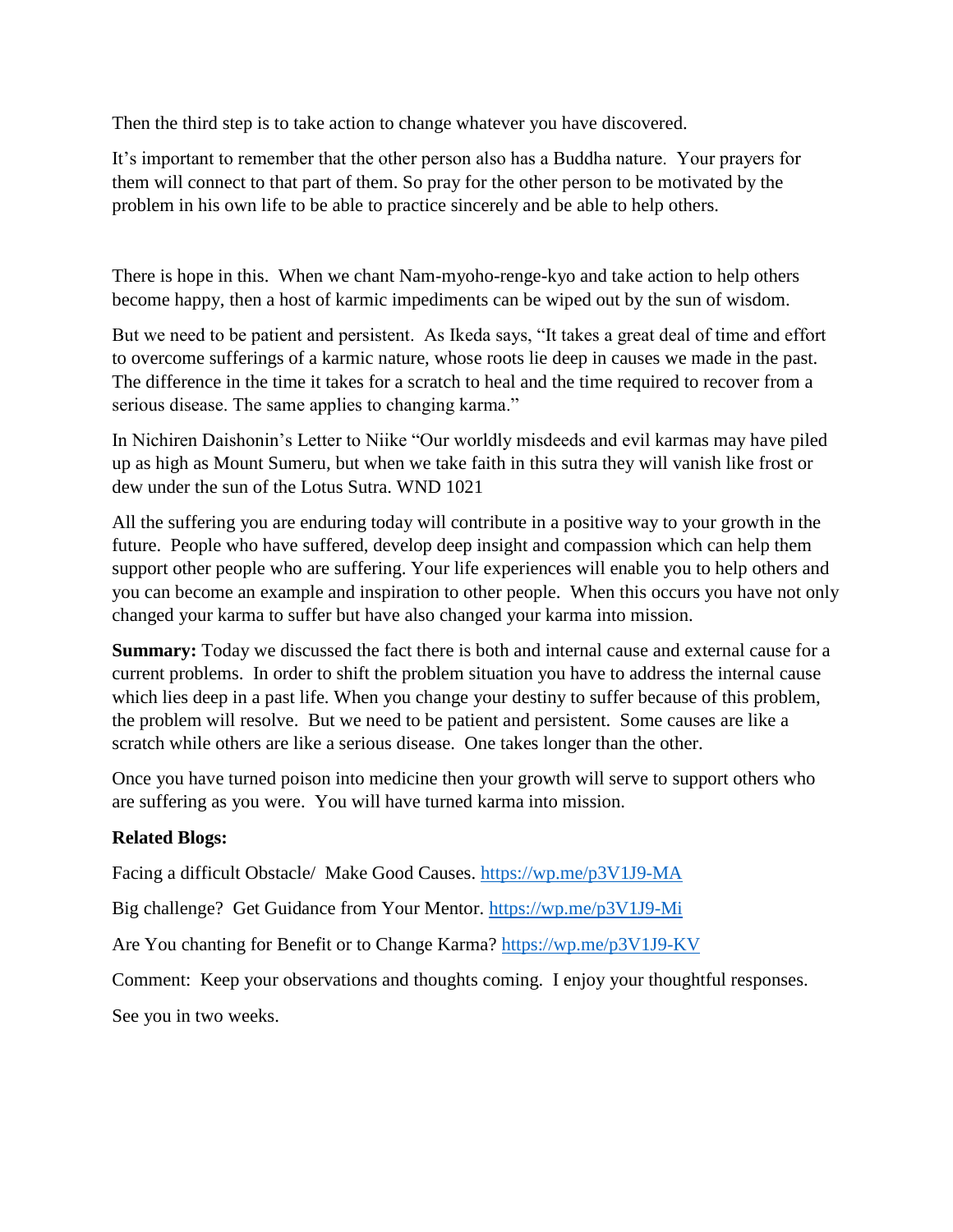Then the third step is to take action to change whatever you have discovered.

It's important to remember that the other person also has a Buddha nature. Your prayers for them will connect to that part of them. So pray for the other person to be motivated by the problem in his own life to be able to practice sincerely and be able to help others.

There is hope in this. When we chant Nam-myoho-renge-kyo and take action to help others become happy, then a host of karmic impediments can be wiped out by the sun of wisdom.

But we need to be patient and persistent. As Ikeda says, "It takes a great deal of time and effort to overcome sufferings of a karmic nature, whose roots lie deep in causes we made in the past. The difference in the time it takes for a scratch to heal and the time required to recover from a serious disease. The same applies to changing karma."

In Nichiren Daishonin's Letter to Niike "Our worldly misdeeds and evil karmas may have piled up as high as Mount Sumeru, but when we take faith in this sutra they will vanish like frost or dew under the sun of the Lotus Sutra. WND 1021

All the suffering you are enduring today will contribute in a positive way to your growth in the future. People who have suffered, develop deep insight and compassion which can help them support other people who are suffering. Your life experiences will enable you to help others and you can become an example and inspiration to other people. When this occurs you have not only changed your karma to suffer but have also changed your karma into mission.

**Summary:** Today we discussed the fact there is both and internal cause and external cause for a current problems. In order to shift the problem situation you have to address the internal cause which lies deep in a past life. When you change your destiny to suffer because of this problem, the problem will resolve. But we need to be patient and persistent. Some causes are like a scratch while others are like a serious disease. One takes longer than the other.

Once you have turned poison into medicine then your growth will serve to support others who are suffering as you were. You will have turned karma into mission.

**Related Blogs:**

Facing a difficult Obstacle/ Make Good Causes. https://wp.me/p3V1J9-MA

Big challenge? Get Guidance from Your Mentor. https://wp.me/p3V1J9-Mi

Are You chanting for Benefit or to Change Karma? https://wp.me/p3V1J9-KV

Comment: Keep your observations and thoughts coming. I enjoy your thoughtful responses.

See you in two weeks.